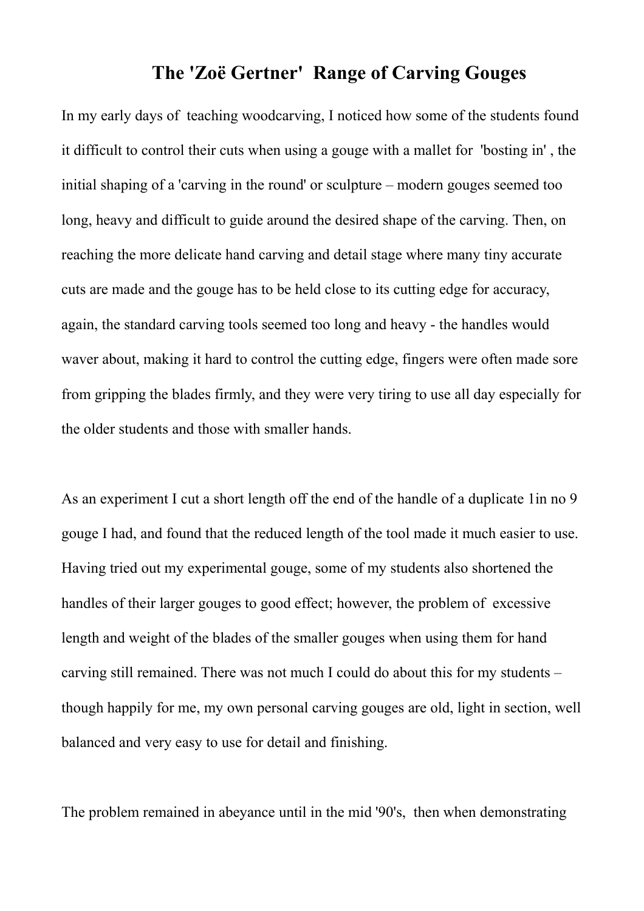# The 'Zoë Gertner' Range of Carving Gouges

In my early days of teaching woodcarving, I noticed how some of the students found it difficult to control their cuts when using a gouge with a mallet for 'bosting in' , the initial shaping of a 'carving in the round' or sculpture – modern gouges seemed too long, heavy and difficult to guide around the desired shape of the carving. Then, on reaching the more delicate hand carving and detail stage where many tiny accurate cuts are made and the gouge has to be held close to its cutting edge for accuracy, again, the standard carving tools seemed too long and heavy - the handles would waver about, making it hard to control the cutting edge, fingers were often made sore from gripping the blades firmly, and they were very tiring to use all day especially for the older students and those with smaller hands.

As an experiment I cut a short length off the end of the handle of a duplicate 1in no 9 gouge I had, and found that the reduced length of the tool made it much easier to use. Having tried out my experimental gouge, some of my students also shortened the handles of their larger gouges to good effect; however, the problem of excessive length and weight of the blades of the smaller gouges when using them for hand carving still remained. There was not much I could do about this for my students – though happily for me, my own personal carving gouges are old, light in section, well balanced and very easy to use for detail and finishing.

The problem remained in abeyance until in the mid '90's, then when demonstrating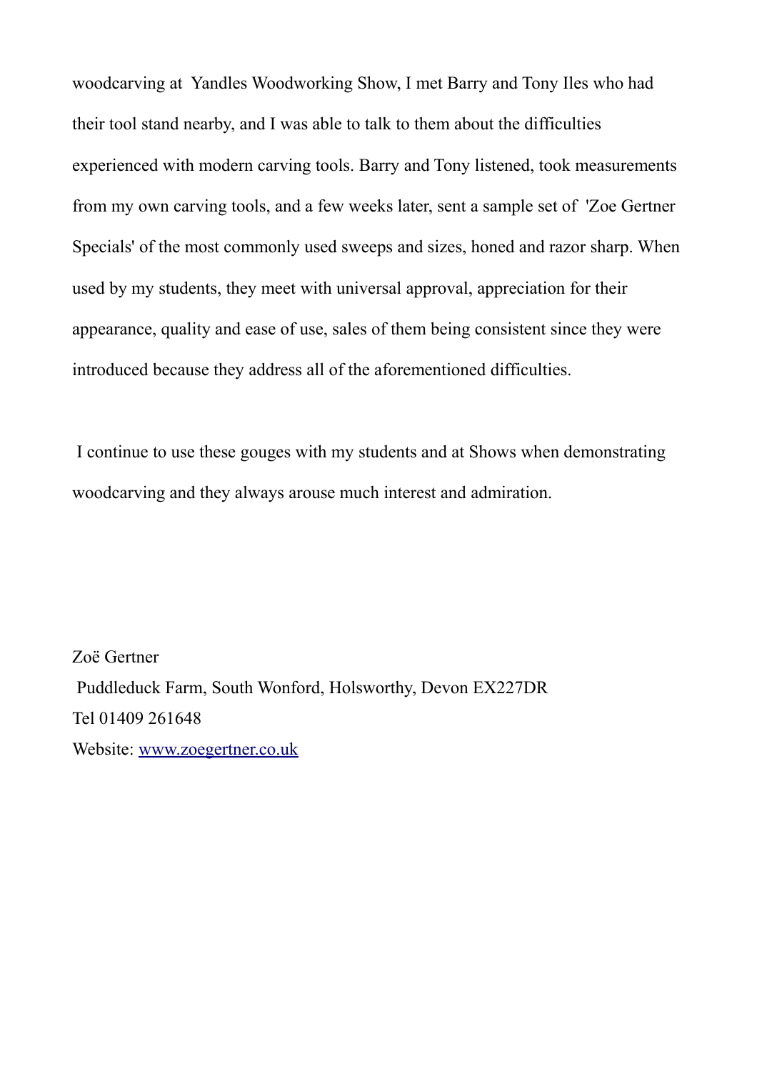woodcarving at Yandles Woodworking Show, I met Barry and Tony Iles who had their tool stand nearby, and I was able to talk to them about the difficulties experienced with modern carving tools. Barry and Tony listened, took measurements from my own carving tools, and a few weeks later, sent a sample set of 'Zoe Gertner Specials' of the most commonly used sweeps and sizes, honed and razor sharp. When used by my students, they meet with universal approval, appreciation for their appearance, quality and ease of use, sales of them being consistent since they were introduced because they address all of the aforementioned difficulties.

I continue to use these gouges with my students and at Shows when demonstrating woodcarving and they always arouse much interest and admiration.

Zoë Gertner
Puddleduck Farm, South Wonford, Holsworthy, Devon EX227DR
Tel 01409 261648
Website: [www.zoegertner.co.uk](http://www.zoegertner.co.uk)